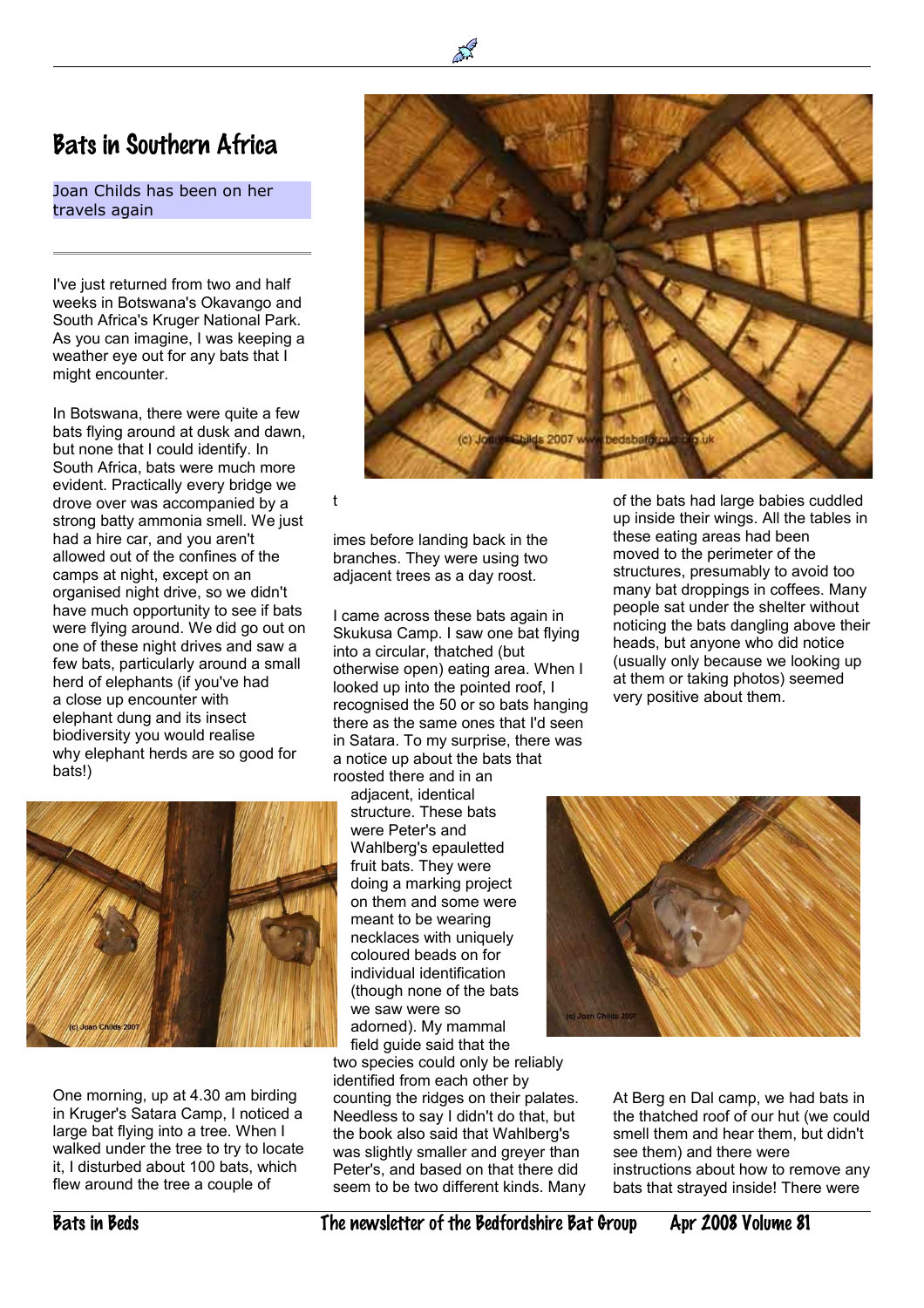# Bats in Southern Africa

Joan Childs has been on her travels again

I've just returned from two and half weeks in Botswana's Okavango and South Africa's Kruger National Park. As you can imagine, I was keeping a weather eye out for any bats that I might encounter.

In Botswana, there were quite a few bats flying around at dusk and dawn, but none that I could identify. In South Africa, bats were much more evident. Practically every bridge we drove over was accompanied by a strong batty ammonia smell. We just had a hire car, and you aren't allowed out of the confines of the camps at night, except on an organised night drive, so we didn't have much opportunity to see if bats were flying around. We did go out on one of these night drives and saw a few bats, particularly around a small herd of elephants (if you've had a close up encounter with elephant dung and its insect biodiversity you would realise why elephant herds are so good for bats!)

One morning, up at 4.30 am birding in Kruger's Satara Camp, I noticed a large bat flying into a tree. When I walked under the tree to try to locate it, I disturbed about 100 bats, which flew around the tree a couple of times before landing back in the branches. They were using two adjacent trees as a day roost.

I came across these bats again in Skukusa Camp. I saw one bat flying into a circular, thatched (but otherwise open) eating area. When I looked up into the pointed roof, I recognised the 50 or so bats hanging there as the same ones that I'd seen in Satara. To my surprise, there was a notice up about the bats that roosted there and in an adjacent, identical structure. These bats were Peter's and Wahlberg's epauletted fruit bats. They were doing a marking project on them and some were meant to be wearing necklaces with uniquely coloured beads on for individual identification (though none of the bats we saw were so adorned). My mammal field guide said that the two species could only be reliably identified from each other by counting the ridges on their palates. Needless to say I didn't do that, but the book also said that Wahlberg's was slightly smaller and greyer than Peter's, and based on that there did seem to be two different kinds. Many of the bats had large babies cuddled up inside their wings. All the tables in these eating areas had been moved to the perimeter of the structures, presumably to avoid too many bat droppings in coffees. Many people sat under the shelter without noticing the bats dangling above their heads, but anyone who did notice (usually only because we looking up at them or taking photos) seemed very positive about them.

At Berg en Dal camp, we had bats in the thatched roof of our hut (we could smell them and hear them, but didn't see them) and there were instructions about how to remove any bats that strayed inside! There were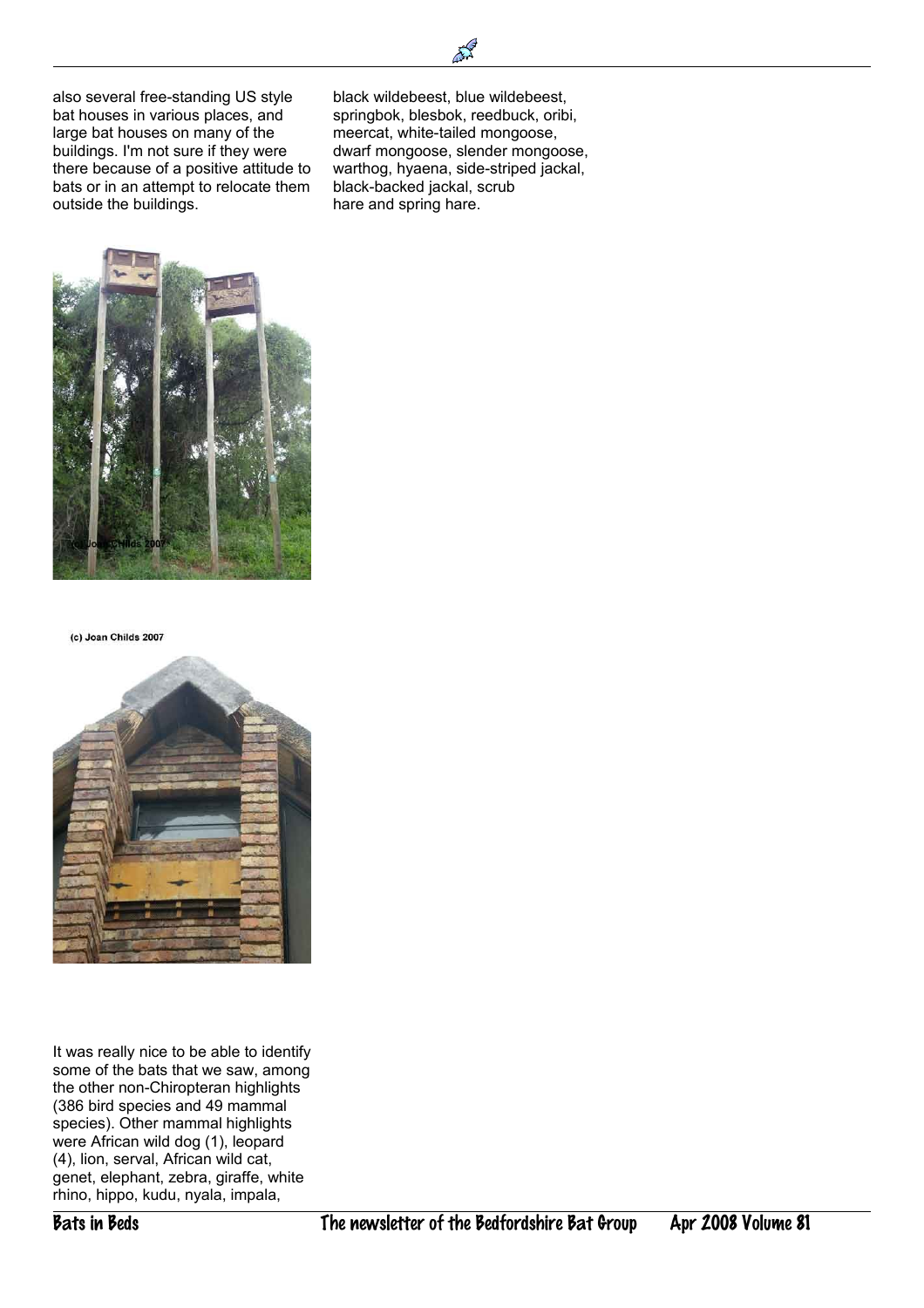also several free-standing US style bat houses in various places, and large bat houses on many of the buildings. I'm not sure if they were there because of a positive attitude to bats or in an attempt to relocate them outside the buildings.

(c) Joan Childs 2007

It was really nice to be able to identify some of the bats that we saw, among the other non-Chiropteran highlights (386 bird species and 49 mammal species). Other mammal highlights were African wild dog (1), leopard (4), lion, serval, African wild cat, genet, elephant, zebra, giraffe, white rhino, hippo, kudu, nyala, impala, black wildebeest, blue wildebeest, springbok, blesbok, reedbuck, oribi, meercat, white-tailed mongoose, dwarf mongoose, slender mongoose, warthog, hyaena, side-striped jackal, black-backed jackal, scrub hare and spring hare.